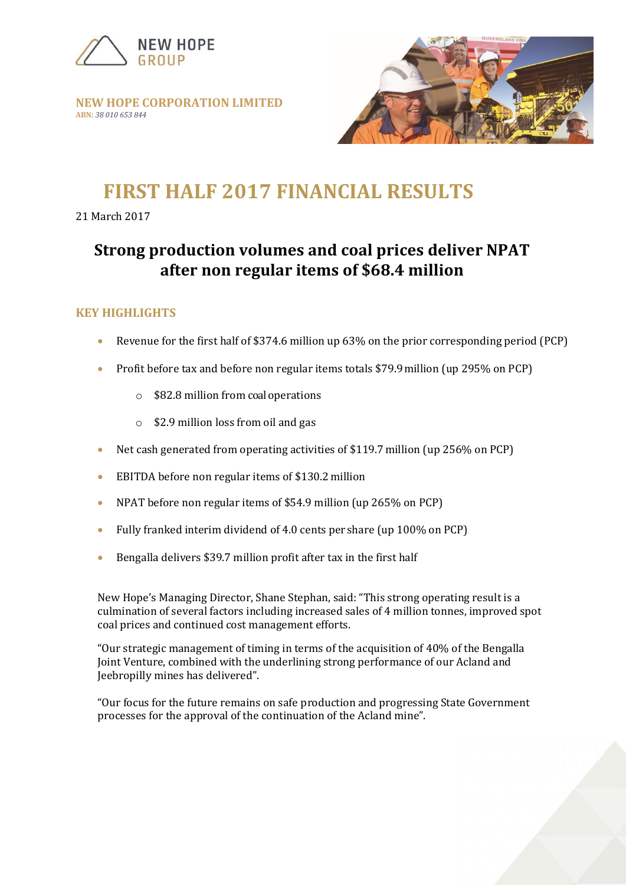NEW HOPE GROUP

**NEW HOPE CORPORATION LIMITED**
**ABN:** *38 010 653 844*

# FIRST HALF 2017 FINANCIAL RESULTS

21 March 2017

## Strong production volumes and coal prices deliver NPAT after non regular items of $68.4 million

### KEY HIGHLIGHTS

- Revenue for the first half of $374.6 million up 63% on the prior corresponding period (PCP)
- Profit before tax and before non regular items totals $79.9 million (up 295% on PCP)
  - $82.8 million from coal operations
  - $2.9 million loss from oil and gas
- Net cash generated from operating activities of $119.7 million (up 256% on PCP)
- EBITDA before non regular items of $130.2 million
- NPAT before non regular items of $54.9 million (up 265% on PCP)
- Fully franked interim dividend of 4.0 cents per share (up 100% on PCP)
- Bengalla delivers $39.7 million profit after tax in the first half

New Hope's Managing Director, Shane Stephan, said: "This strong operating result is a culmination of several factors including increased sales of 4 million tonnes, improved spot coal prices and continued cost management efforts.

"Our strategic management of timing in terms of the acquisition of 40% of the Bengalla Joint Venture, combined with the underlining strong performance of our Acland and Jeebropilly mines has delivered".

"Our focus for the future remains on safe production and progressing State Government processes for the approval of the continuation of the Acland mine".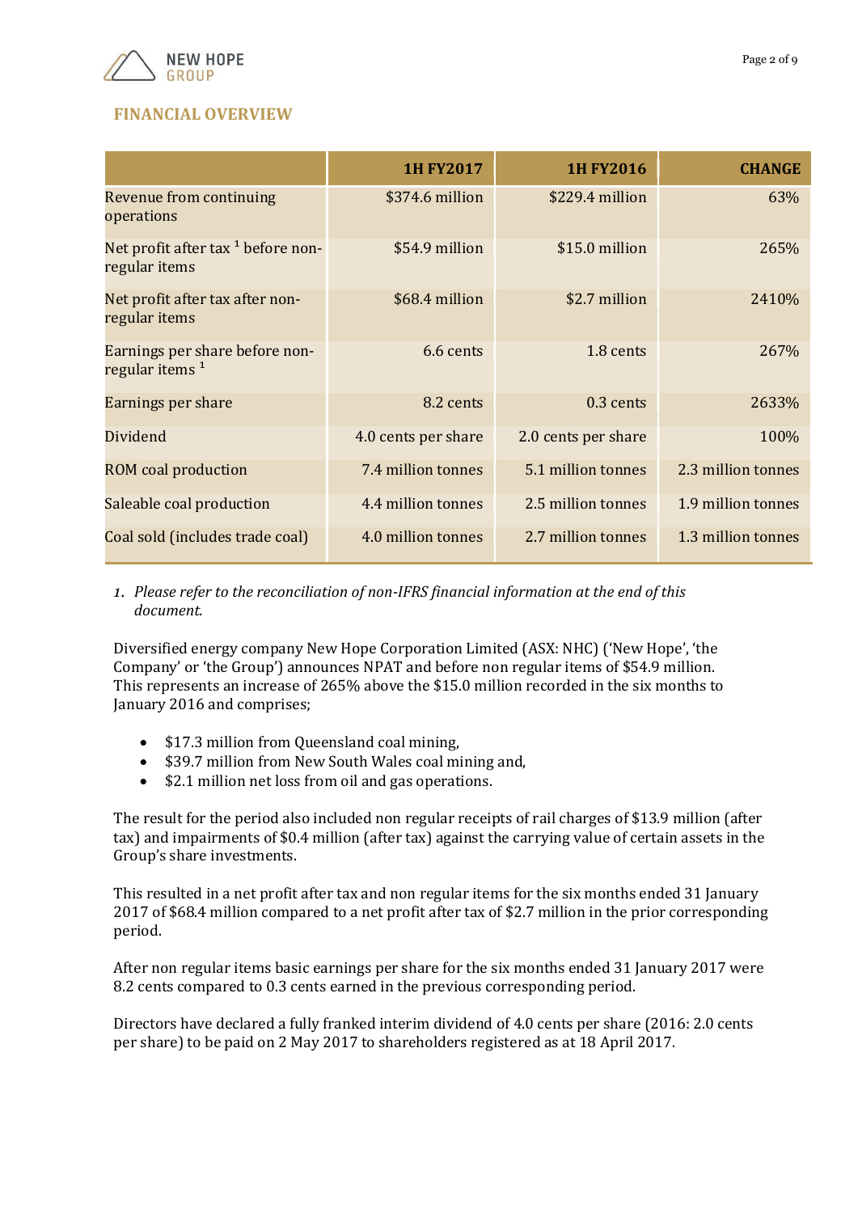## FINANCIAL OVERVIEW

| | 1H FY2017 | 1H FY2016 | CHANGE |
|---|---|---|---|
| Revenue from continuing operations | $374.6 million | $229.4 million | 63% |
| Net profit after tax [1] before non-regular items | $54.9 million | $15.0 million | 265% |
| Net profit after tax after non-regular items | $68.4 million | $2.7 million | 2410% |
| Earnings per share before non-regular items [1] | 6.6 cents | 1.8 cents | 267% |
| Earnings per share | 8.2 cents | 0.3 cents | 2633% |
| Dividend | 4.0 cents per share | 2.0 cents per share | 100% |
| ROM coal production | 7.4 million tonnes | 5.1 million tonnes | 2.3 million tonnes |
| Saleable coal production | 4.4 million tonnes | 2.5 million tonnes | 1.9 million tonnes |
| Coal sold (includes trade coal) | 4.0 million tonnes | 2.7 million tonnes | 1.3 million tonnes |

1. *Please refer to the reconciliation of non-IFRS financial information at the end of this document.*

Diversified energy company New Hope Corporation Limited (ASX: NHC) ('New Hope', 'the Company' or 'the Group') announces NPAT and before non regular items of $54.9 million. This represents an increase of 265% above the $15.0 million recorded in the six months to January 2016 and comprises;

- $17.3 million from Queensland coal mining,
- $39.7 million from New South Wales coal mining and,
- $2.1 million net loss from oil and gas operations.

The result for the period also included non regular receipts of rail charges of $13.9 million (after tax) and impairments of $0.4 million (after tax) against the carrying value of certain assets in the Group's share investments.

This resulted in a net profit after tax and non regular items for the six months ended 31 January 2017 of $68.4 million compared to a net profit after tax of $2.7 million in the prior corresponding period.

After non regular items basic earnings per share for the six months ended 31 January 2017 were 8.2 cents compared to 0.3 cents earned in the previous corresponding period.

Directors have declared a fully franked interim dividend of 4.0 cents per share (2016: 2.0 cents per share) to be paid on 2 May 2017 to shareholders registered as at 18 April 2017.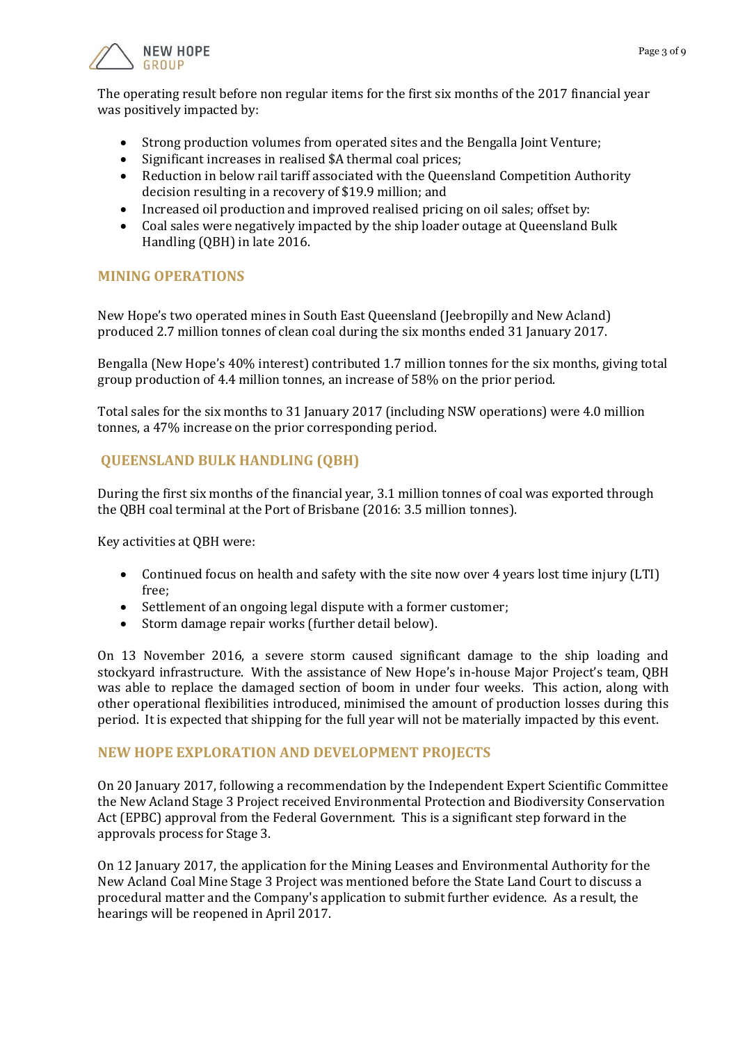The operating result before non regular items for the first six months of the 2017 financial year was positively impacted by:

- Strong production volumes from operated sites and the Bengalla Joint Venture;
- Significant increases in realised $A thermal coal prices;
- Reduction in below rail tariff associated with the Queensland Competition Authority decision resulting in a recovery of $19.9 million; and
- Increased oil production and improved realised pricing on oil sales; offset by:
- Coal sales were negatively impacted by the ship loader outage at Queensland Bulk Handling (QBH) in late 2016.

## MINING OPERATIONS

New Hope's two operated mines in South East Queensland (Jeebropilly and New Acland) produced 2.7 million tonnes of clean coal during the six months ended 31 January 2017.

Bengalla (New Hope's 40% interest) contributed 1.7 million tonnes for the six months, giving total group production of 4.4 million tonnes, an increase of 58% on the prior period.

Total sales for the six months to 31 January 2017 (including NSW operations) were 4.0 million tonnes, a 47% increase on the prior corresponding period.

## QUEENSLAND BULK HANDLING (QBH)

During the first six months of the financial year, 3.1 million tonnes of coal was exported through the QBH coal terminal at the Port of Brisbane (2016: 3.5 million tonnes).

Key activities at QBH were:

- Continued focus on health and safety with the site now over 4 years lost time injury (LTI) free;
- Settlement of an ongoing legal dispute with a former customer;
- Storm damage repair works (further detail below).

On 13 November 2016, a severe storm caused significant damage to the ship loading and stockyard infrastructure. With the assistance of New Hope's in-house Major Project's team, QBH was able to replace the damaged section of boom in under four weeks. This action, along with other operational flexibilities introduced, minimised the amount of production losses during this period. It is expected that shipping for the full year will not be materially impacted by this event.

## NEW HOPE EXPLORATION AND DEVELOPMENT PROJECTS

On 20 January 2017, following a recommendation by the Independent Expert Scientific Committee the New Acland Stage 3 Project received Environmental Protection and Biodiversity Conservation Act (EPBC) approval from the Federal Government. This is a significant step forward in the approvals process for Stage 3.

On 12 January 2017, the application for the Mining Leases and Environmental Authority for the New Acland Coal Mine Stage 3 Project was mentioned before the State Land Court to discuss a procedural matter and the Company's application to submit further evidence. As a result, the hearings will be reopened in April 2017.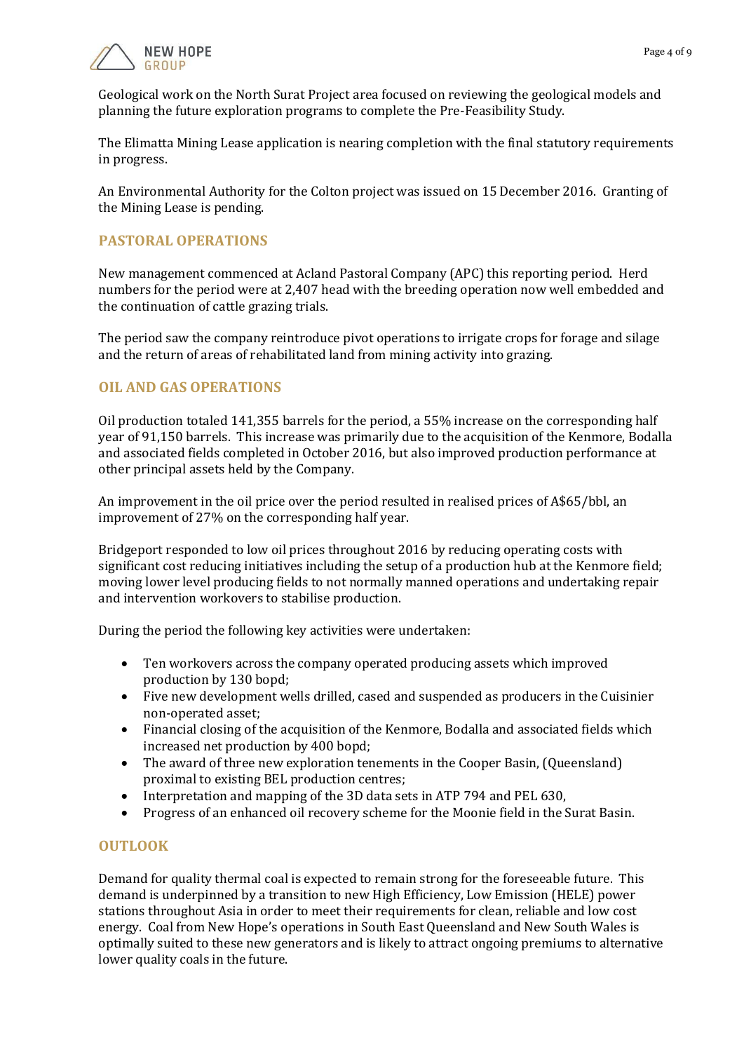Geological work on the North Surat Project area focused on reviewing the geological models and planning the future exploration programs to complete the Pre-Feasibility Study.

The Elimatta Mining Lease application is nearing completion with the final statutory requirements in progress.

An Environmental Authority for the Colton project was issued on 15 December 2016. Granting of the Mining Lease is pending.

## PASTORAL OPERATIONS

New management commenced at Acland Pastoral Company (APC) this reporting period. Herd numbers for the period were at 2,407 head with the breeding operation now well embedded and the continuation of cattle grazing trials.

The period saw the company reintroduce pivot operations to irrigate crops for forage and silage and the return of areas of rehabilitated land from mining activity into grazing.

## OIL AND GAS OPERATIONS

Oil production totaled 141,355 barrels for the period, a 55% increase on the corresponding half year of 91,150 barrels. This increase was primarily due to the acquisition of the Kenmore, Bodalla and associated fields completed in October 2016, but also improved production performance at other principal assets held by the Company.

An improvement in the oil price over the period resulted in realised prices of A$65/bbl, an improvement of 27% on the corresponding half year.

Bridgeport responded to low oil prices throughout 2016 by reducing operating costs with significant cost reducing initiatives including the setup of a production hub at the Kenmore field; moving lower level producing fields to not normally manned operations and undertaking repair and intervention workovers to stabilise production.

During the period the following key activities were undertaken:

- Ten workovers across the company operated producing assets which improved production by 130 bopd;
- Five new development wells drilled, cased and suspended as producers in the Cuisinier non-operated asset;
- Financial closing of the acquisition of the Kenmore, Bodalla and associated fields which increased net production by 400 bopd;
- The award of three new exploration tenements in the Cooper Basin, (Queensland) proximal to existing BEL production centres;
- Interpretation and mapping of the 3D data sets in ATP 794 and PEL 630,
- Progress of an enhanced oil recovery scheme for the Moonie field in the Surat Basin.

## OUTLOOK

Demand for quality thermal coal is expected to remain strong for the foreseeable future. This demand is underpinned by a transition to new High Efficiency, Low Emission (HELE) power stations throughout Asia in order to meet their requirements for clean, reliable and low cost energy. Coal from New Hope's operations in South East Queensland and New South Wales is optimally suited to these new generators and is likely to attract ongoing premiums to alternative lower quality coals in the future.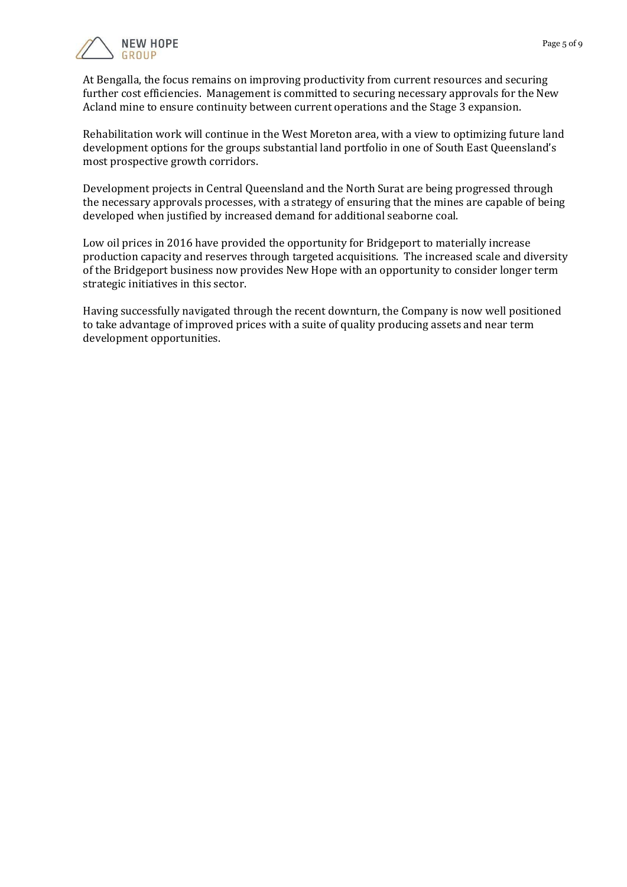At Bengalla, the focus remains on improving productivity from current resources and securing further cost efficiencies. Management is committed to securing necessary approvals for the New Acland mine to ensure continuity between current operations and the Stage 3 expansion.

Rehabilitation work will continue in the West Moreton area, with a view to optimizing future land development options for the groups substantial land portfolio in one of South East Queensland's most prospective growth corridors.

Development projects in Central Queensland and the North Surat are being progressed through the necessary approvals processes, with a strategy of ensuring that the mines are capable of being developed when justified by increased demand for additional seaborne coal.

Low oil prices in 2016 have provided the opportunity for Bridgeport to materially increase production capacity and reserves through targeted acquisitions. The increased scale and diversity of the Bridgeport business now provides New Hope with an opportunity to consider longer term strategic initiatives in this sector.

Having successfully navigated through the recent downturn, the Company is now well positioned to take advantage of improved prices with a suite of quality producing assets and near term development opportunities.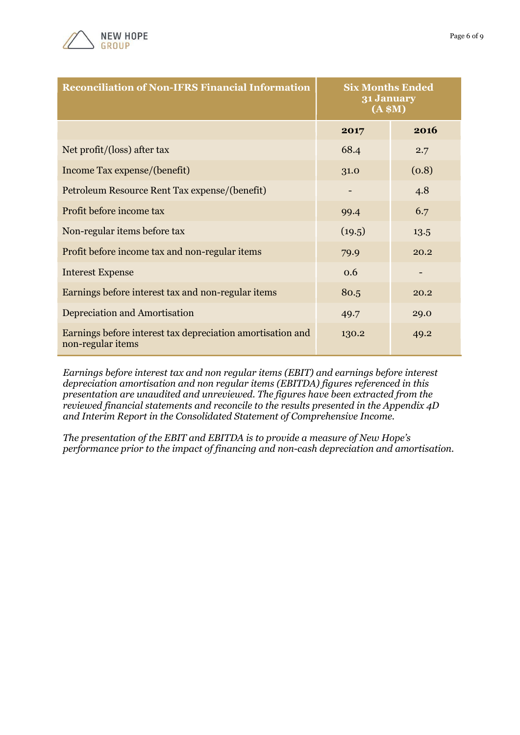| Reconciliation of Non-IFRS Financial Information | Six Months Ended 31 January (A $M) | |
|---|---|---|
| | **2017** | **2016** |
| Net profit/(loss) after tax | 68.4 | 2.7 |
| Income Tax expense/(benefit) | 31.0 | (0.8) |
| Petroleum Resource Rent Tax expense/(benefit) | - | 4.8 |
| Profit before income tax | 99.4 | 6.7 |
| Non-regular items before tax | (19.5) | 13.5 |
| Profit before income tax and non-regular items | 79.9 | 20.2 |
| Interest Expense | 0.6 | - |
| Earnings before interest tax and non-regular items | 80.5 | 20.2 |
| Depreciation and Amortisation | 49.7 | 29.0 |
| Earnings before interest tax depreciation amortisation and non-regular items | 130.2 | 49.2 |

*Earnings before interest tax and non regular items (EBIT) and earnings before interest depreciation amortisation and non regular items (EBITDA) figures referenced in this presentation are unaudited and unreviewed. The figures have been extracted from the reviewed financial statements and reconcile to the results presented in the Appendix 4D and Interim Report in the Consolidated Statement of Comprehensive Income.*

*The presentation of the EBIT and EBITDA is to provide a measure of New Hope's performance prior to the impact of financing and non-cash depreciation and amortisation.*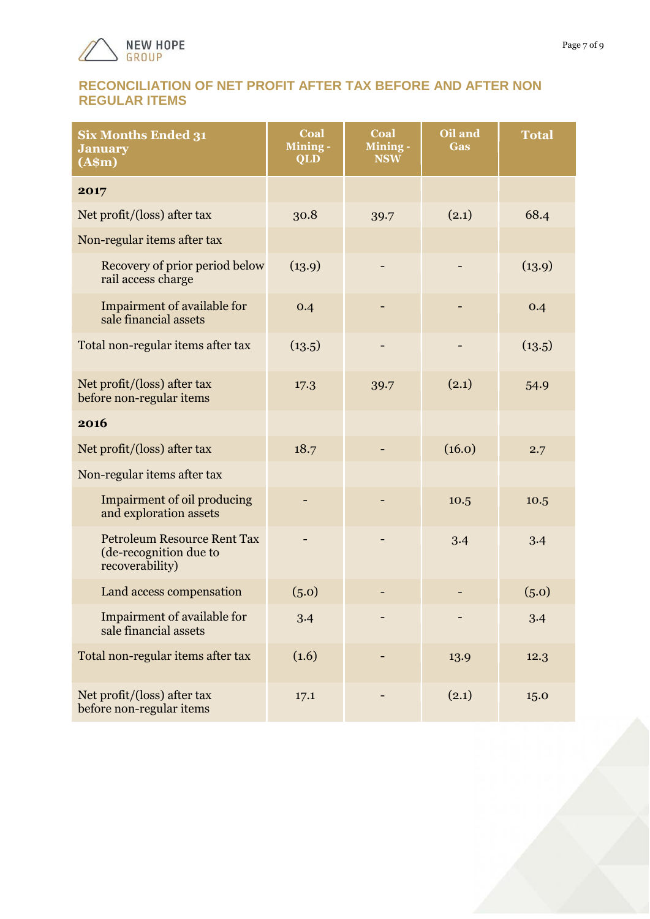## RECONCILIATION OF NET PROFIT AFTER TAX BEFORE AND AFTER NON REGULAR ITEMS

| Six Months Ended 31 January (A$m) | Coal Mining - QLD | Coal Mining - NSW | Oil and Gas | Total |
|---|---|---|---|---|
| **2017** | | | | |
| Net profit/(loss) after tax | 30.8 | 39.7 | (2.1) | 68.4 |
| Non-regular items after tax | | | | |
| Recovery of prior period below rail access charge | (13.9) | - | - | (13.9) |
| Impairment of available for sale financial assets | 0.4 | - | - | 0.4 |
| Total non-regular items after tax | (13.5) | - | - | (13.5) |
| Net profit/(loss) after tax before non-regular items | 17.3 | 39.7 | (2.1) | 54.9 |
| **2016** | | | | |
| Net profit/(loss) after tax | 18.7 | - | (16.0) | 2.7 |
| Non-regular items after tax | | | | |
| Impairment of oil producing and exploration assets | - | - | 10.5 | 10.5 |
| Petroleum Resource Rent Tax (de-recognition due to recoverability) | - | - | 3.4 | 3.4 |
| Land access compensation | (5.0) | - | - | (5.0) |
| Impairment of available for sale financial assets | 3.4 | - | - | 3.4 |
| Total non-regular items after tax | (1.6) | - | 13.9 | 12.3 |
| Net profit/(loss) after tax before non-regular items | 17.1 | - | (2.1) | 15.0 |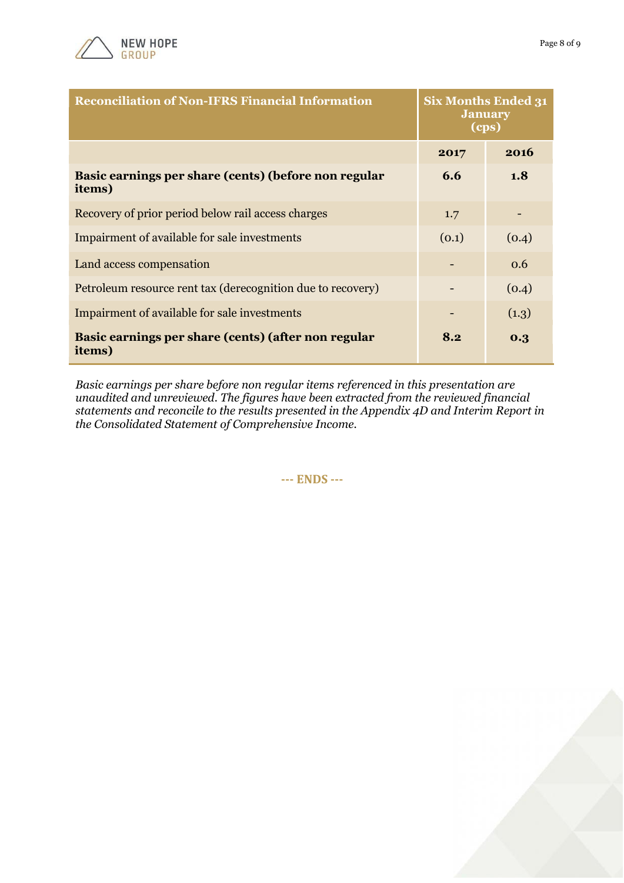| Reconciliation of Non-IFRS Financial Information | Six Months Ended 31 January (cps) | |
|---|---|---|
| | **2017** | **2016** |
| **Basic earnings per share (cents) (before non regular items)** | **6.6** | **1.8** |
| Recovery of prior period below rail access charges | 1.7 | - |
| Impairment of available for sale investments | (0.1) | (0.4) |
| Land access compensation | - | 0.6 |
| Petroleum resource rent tax (derecognition due to recovery) | - | (0.4) |
| Impairment of available for sale investments | - | (1.3) |
| **Basic earnings per share (cents) (after non regular items)** | **8.2** | **0.3** |

*Basic earnings per share before non regular items referenced in this presentation are unaudited and unreviewed. The figures have been extracted from the reviewed financial statements and reconcile to the results presented in the Appendix 4D and Interim Report in the Consolidated Statement of Comprehensive Income.*

**--- ENDS ---**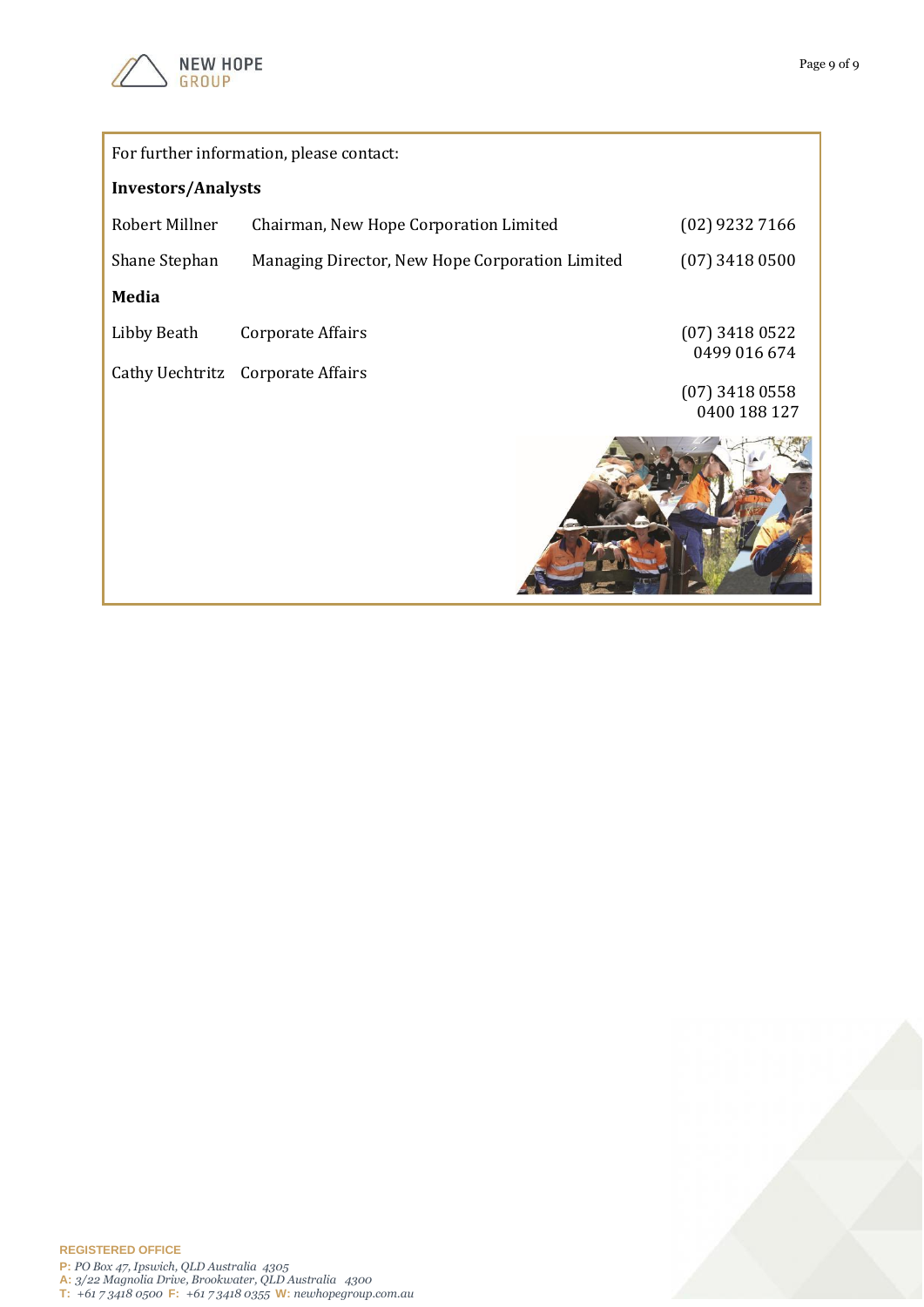For further information, please contact:

**Investors/Analysts**

| | | |
|---|---|---|
| Robert Millner | Chairman, New Hope Corporation Limited | (02) 9232 7166 |
| Shane Stephan | Managing Director, New Hope Corporation Limited | (07) 3418 0500 |

**Media**

| | | |
|---|---|---|
| Libby Beath | Corporate Affairs | (07) 3418 0522<br>0499 016 674 |
| Cathy Uechtritz | Corporate Affairs | (07) 3418 0558<br>0400 188 127 |

**REGISTERED OFFICE**

P: PO Box 47, Ipswich, QLD Australia 4305
A: 3/22 Magnolia Drive, Brookwater, QLD Australia 4300
T: +61 7 3418 0500 F: +61 7 3418 0355 W: newhopegroup.com.au